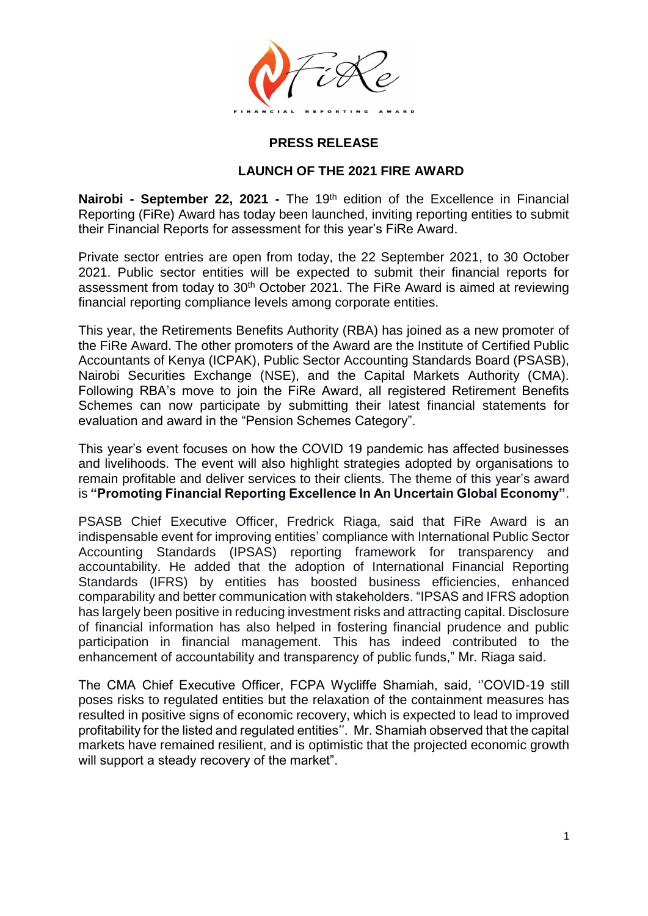# PRESS RELEASE

## LAUNCH OF THE 2021 FIRE AWARD

**Nairobi - September 22, 2021 -** The 19th edition of the Excellence in Financial Reporting (FiRe) Award has today been launched, inviting reporting entities to submit their Financial Reports for assessment for this year's FiRe Award.

Private sector entries are open from today, the 22 September 2021, to 30 October 2021. Public sector entities will be expected to submit their financial reports for assessment from today to 30th October 2021. The FiRe Award is aimed at reviewing financial reporting compliance levels among corporate entities.

This year, the Retirements Benefits Authority (RBA) has joined as a new promoter of the FiRe Award. The other promoters of the Award are the Institute of Certified Public Accountants of Kenya (ICPAK), Public Sector Accounting Standards Board (PSASB), Nairobi Securities Exchange (NSE), and the Capital Markets Authority (CMA). Following RBA's move to join the FiRe Award, all registered Retirement Benefits Schemes can now participate by submitting their latest financial statements for evaluation and award in the "Pension Schemes Category".

This year's event focuses on how the COVID 19 pandemic has affected businesses and livelihoods. The event will also highlight strategies adopted by organisations to remain profitable and deliver services to their clients. The theme of this year's award is **"Promoting Financial Reporting Excellence In An Uncertain Global Economy"**.

PSASB Chief Executive Officer, Fredrick Riaga, said that FiRe Award is an indispensable event for improving entities' compliance with International Public Sector Accounting Standards (IPSAS) reporting framework for transparency and accountability. He added that the adoption of International Financial Reporting Standards (IFRS) by entities has boosted business efficiencies, enhanced comparability and better communication with stakeholders. "IPSAS and IFRS adoption has largely been positive in reducing investment risks and attracting capital. Disclosure of financial information has also helped in fostering financial prudence and public participation in financial management. This has indeed contributed to the enhancement of accountability and transparency of public funds," Mr. Riaga said.

The CMA Chief Executive Officer, FCPA Wycliffe Shamiah, said, ''COVID-19 still poses risks to regulated entities but the relaxation of the containment measures has resulted in positive signs of economic recovery, which is expected to lead to improved profitability for the listed and regulated entities''. Mr. Shamiah observed that the capital markets have remained resilient, and is optimistic that the projected economic growth will support a steady recovery of the market".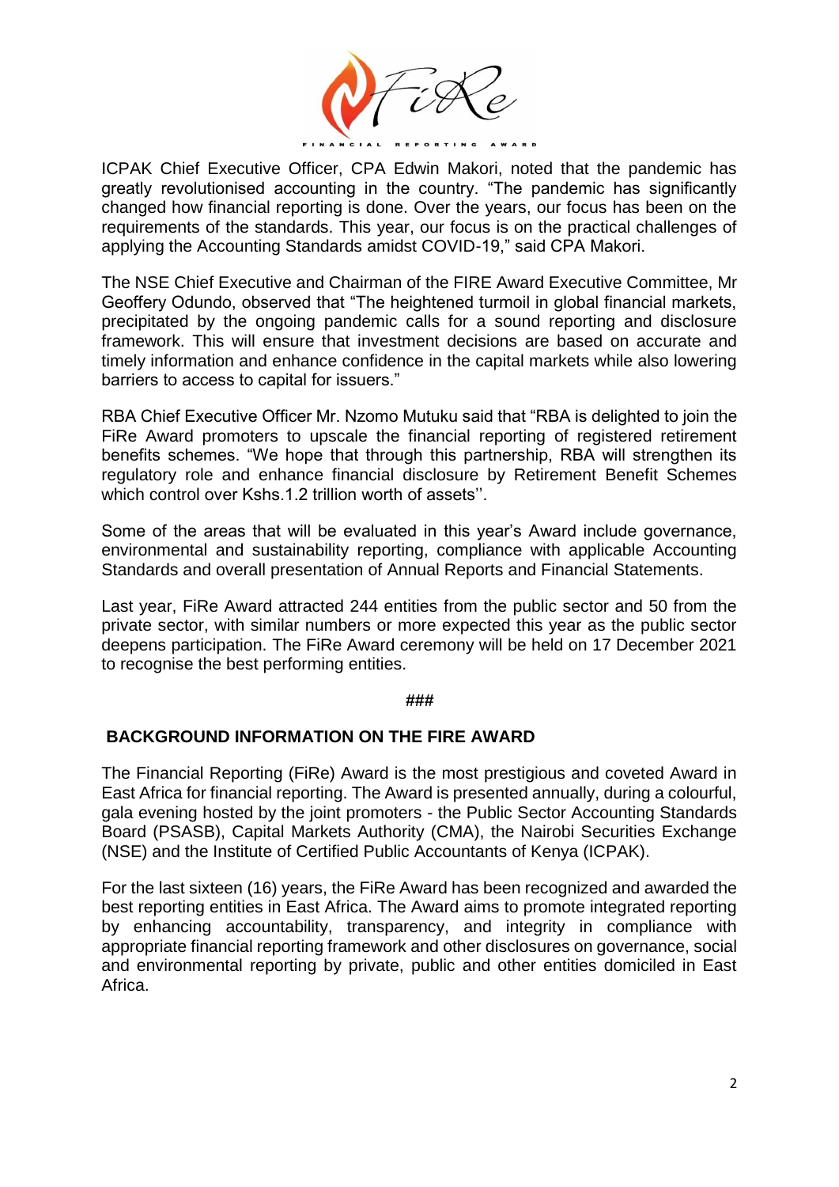ICPAK Chief Executive Officer, CPA Edwin Makori, noted that the pandemic has greatly revolutionised accounting in the country. "The pandemic has significantly changed how financial reporting is done. Over the years, our focus has been on the requirements of the standards. This year, our focus is on the practical challenges of applying the Accounting Standards amidst COVID-19," said CPA Makori.

The NSE Chief Executive and Chairman of the FIRE Award Executive Committee, Mr Geoffery Odundo, observed that "The heightened turmoil in global financial markets, precipitated by the ongoing pandemic calls for a sound reporting and disclosure framework. This will ensure that investment decisions are based on accurate and timely information and enhance confidence in the capital markets while also lowering barriers to access to capital for issuers."

RBA Chief Executive Officer Mr. Nzomo Mutuku said that "RBA is delighted to join the FiRe Award promoters to upscale the financial reporting of registered retirement benefits schemes. "We hope that through this partnership, RBA will strengthen its regulatory role and enhance financial disclosure by Retirement Benefit Schemes which control over Kshs.1.2 trillion worth of assets''.

Some of the areas that will be evaluated in this year's Award include governance, environmental and sustainability reporting, compliance with applicable Accounting Standards and overall presentation of Annual Reports and Financial Statements.

Last year, FiRe Award attracted 244 entities from the public sector and 50 from the private sector, with similar numbers or more expected this year as the public sector deepens participation. The FiRe Award ceremony will be held on 17 December 2021 to recognise the best performing entities.

**###**

## BACKGROUND INFORMATION ON THE FIRE AWARD

The Financial Reporting (FiRe) Award is the most prestigious and coveted Award in East Africa for financial reporting. The Award is presented annually, during a colourful, gala evening hosted by the joint promoters - the Public Sector Accounting Standards Board (PSASB), Capital Markets Authority (CMA), the Nairobi Securities Exchange (NSE) and the Institute of Certified Public Accountants of Kenya (ICPAK).

For the last sixteen (16) years, the FiRe Award has been recognized and awarded the best reporting entities in East Africa. The Award aims to promote integrated reporting by enhancing accountability, transparency, and integrity in compliance with appropriate financial reporting framework and other disclosures on governance, social and environmental reporting by private, public and other entities domiciled in East Africa.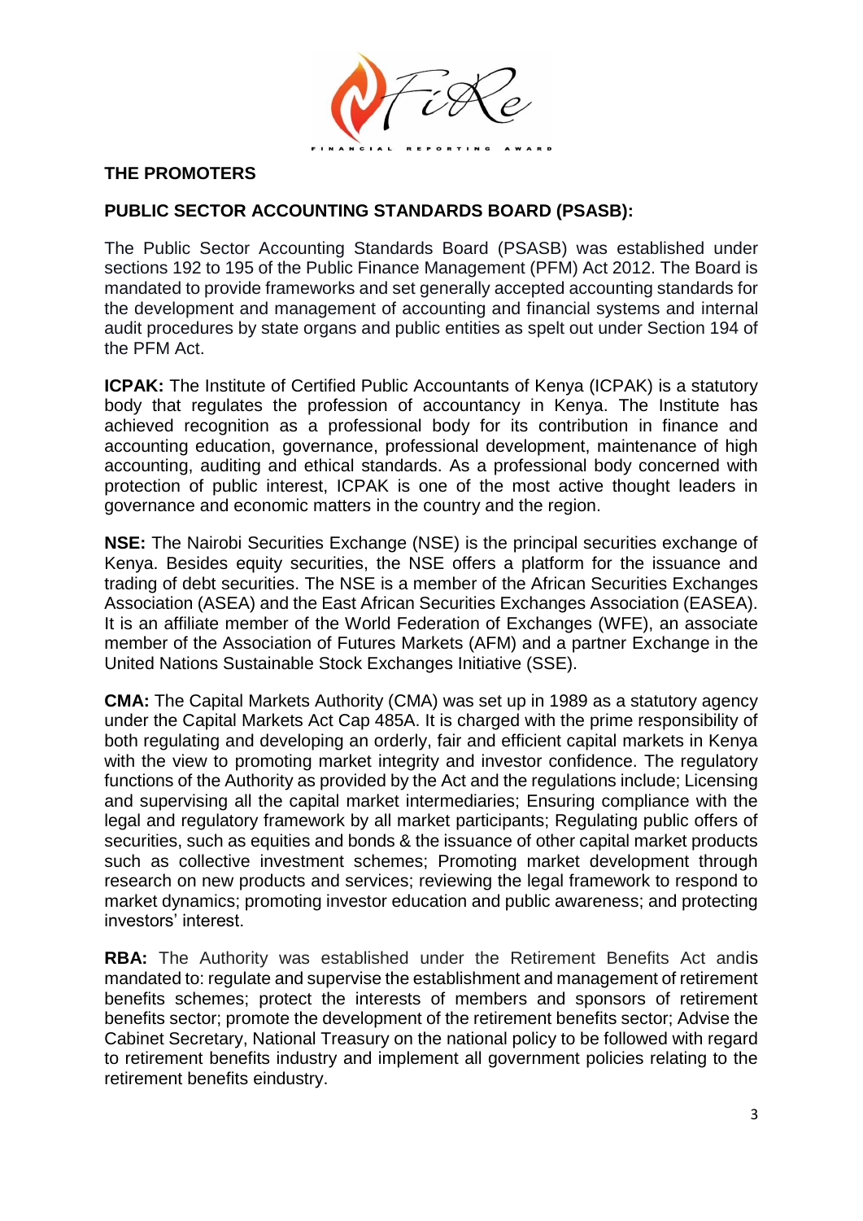## THE PROMOTERS

### PUBLIC SECTOR ACCOUNTING STANDARDS BOARD (PSASB):

The Public Sector Accounting Standards Board (PSASB) was established under sections 192 to 195 of the Public Finance Management (PFM) Act 2012. The Board is mandated to provide frameworks and set generally accepted accounting standards for the development and management of accounting and financial systems and internal audit procedures by state organs and public entities as spelt out under Section 194 of the PFM Act.

**ICPAK:** The Institute of Certified Public Accountants of Kenya (ICPAK) is a statutory body that regulates the profession of accountancy in Kenya. The Institute has achieved recognition as a professional body for its contribution in finance and accounting education, governance, professional development, maintenance of high accounting, auditing and ethical standards. As a professional body concerned with protection of public interest, ICPAK is one of the most active thought leaders in governance and economic matters in the country and the region.

**NSE:** The Nairobi Securities Exchange (NSE) is the principal securities exchange of Kenya. Besides equity securities, the NSE offers a platform for the issuance and trading of debt securities. The NSE is a member of the African Securities Exchanges Association (ASEA) and the East African Securities Exchanges Association (EASEA). It is an affiliate member of the World Federation of Exchanges (WFE), an associate member of the Association of Futures Markets (AFM) and a partner Exchange in the United Nations Sustainable Stock Exchanges Initiative (SSE).

**CMA:** The Capital Markets Authority (CMA) was set up in 1989 as a statutory agency under the Capital Markets Act Cap 485A. It is charged with the prime responsibility of both regulating and developing an orderly, fair and efficient capital markets in Kenya with the view to promoting market integrity and investor confidence. The regulatory functions of the Authority as provided by the Act and the regulations include; Licensing and supervising all the capital market intermediaries; Ensuring compliance with the legal and regulatory framework by all market participants; Regulating public offers of securities, such as equities and bonds & the issuance of other capital market products such as collective investment schemes; Promoting market development through research on new products and services; reviewing the legal framework to respond to market dynamics; promoting investor education and public awareness; and protecting investors' interest.

**RBA:** The Authority was established under the Retirement Benefits Act andis mandated to: regulate and supervise the establishment and management of retirement benefits schemes; protect the interests of members and sponsors of retirement benefits sector; promote the development of the retirement benefits sector; Advise the Cabinet Secretary, National Treasury on the national policy to be followed with regard to retirement benefits industry and implement all government policies relating to the retirement benefits eindustry.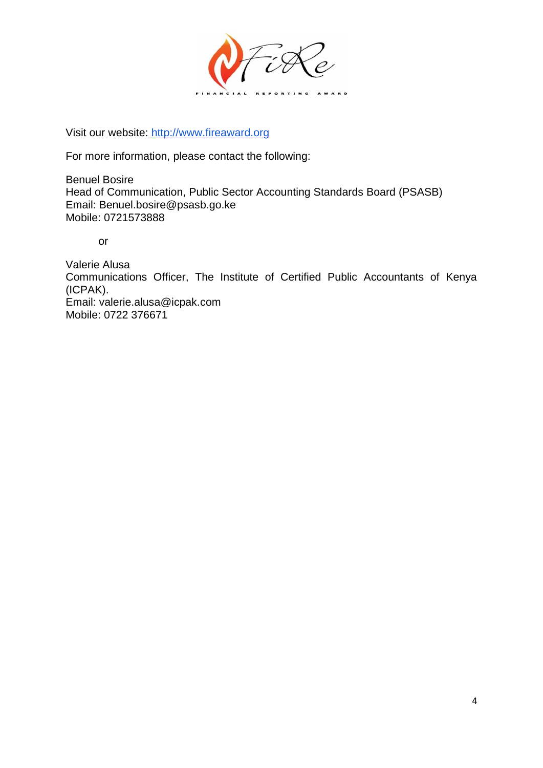Visit our website: [http://www.fireaward.org](http://www.fireaward.org)

For more information, please contact the following:

Benuel Bosire
Head of Communication, Public Sector Accounting Standards Board (PSASB)
Email: Benuel.bosire@psasb.go.ke
Mobile: 0721573888

or

Valerie Alusa
Communications Officer, The Institute of Certified Public Accountants of Kenya (ICPAK).
Email: valerie.alusa@icpak.com
Mobile: 0722 376671